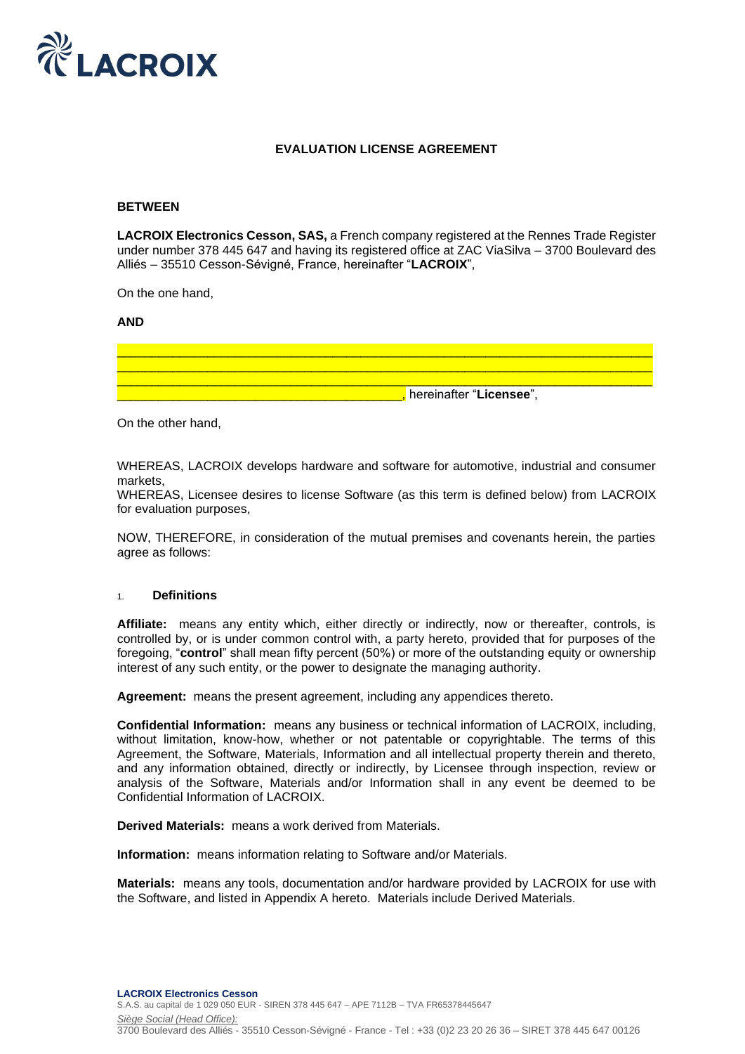**EVALUATION LICENSE AGREEMENT**

**BETWEEN**

**LACROIX Electronics Cesson, SAS,** a French company registered at the Rennes Trade Register under number 378 445 647 and having its registered office at ZAC ViaSilva – 3700 Boulevard des Alliés – 35510 Cesson-Sévigné, France, hereinafter "**LACROIX**",

On the one hand,

**AND**

______________________________________________________________________________
______________________________________________________________________________
______________________________________________________________________________
__________________________________________, hereinafter "**Licensee**",

On the other hand,

WHEREAS, LACROIX develops hardware and software for automotive, industrial and consumer markets,
WHEREAS, Licensee desires to license Software (as this term is defined below) from LACROIX for evaluation purposes,

NOW, THEREFORE, in consideration of the mutual premises and covenants herein, the parties agree as follows:

## 1. Definitions

**Affiliate:** means any entity which, either directly or indirectly, now or thereafter, controls, is controlled by, or is under common control with, a party hereto, provided that for purposes of the foregoing, "**control**" shall mean fifty percent (50%) or more of the outstanding equity or ownership interest of any such entity, or the power to designate the managing authority.

**Agreement:** means the present agreement, including any appendices thereto.

**Confidential Information:** means any business or technical information of LACROIX, including, without limitation, know-how, whether or not patentable or copyrightable. The terms of this Agreement, the Software, Materials, Information and all intellectual property therein and thereto, and any information obtained, directly or indirectly, by Licensee through inspection, review or analysis of the Software, Materials and/or Information shall in any event be deemed to be Confidential Information of LACROIX.

**Derived Materials:** means a work derived from Materials.

**Information:** means information relating to Software and/or Materials.

**Materials:** means any tools, documentation and/or hardware provided by LACROIX for use with the Software, and listed in Appendix A hereto. Materials include Derived Materials.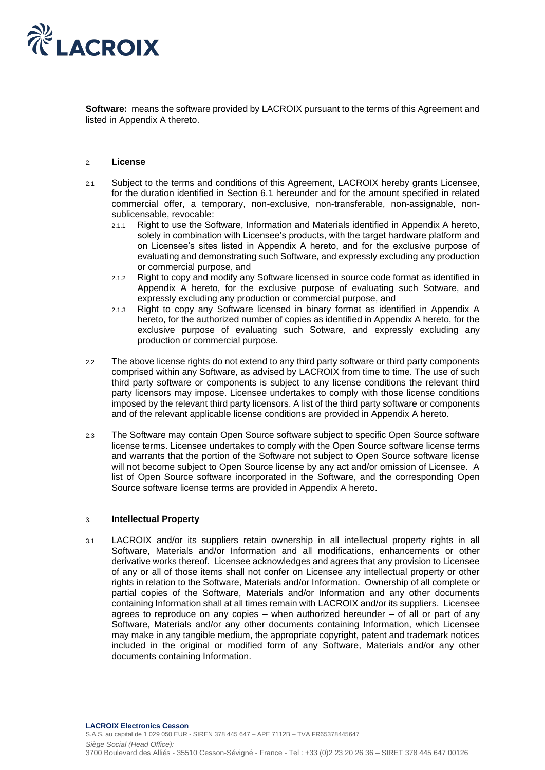**Software:** means the software provided by LACROIX pursuant to the terms of this Agreement and listed in Appendix A thereto.

## 2. License

2.1 Subject to the terms and conditions of this Agreement, LACROIX hereby grants Licensee, for the duration identified in Section 6.1 hereunder and for the amount specified in related commercial offer, a temporary, non-exclusive, non-transferable, non-assignable, non-sublicensable, revocable:

2.1.1 Right to use the Software, Information and Materials identified in Appendix A hereto, solely in combination with Licensee's products, with the target hardware platform and on Licensee's sites listed in Appendix A hereto, and for the exclusive purpose of evaluating and demonstrating such Software, and expressly excluding any production or commercial purpose, and

2.1.2 Right to copy and modify any Software licensed in source code format as identified in Appendix A hereto, for the exclusive purpose of evaluating such Sotware, and expressly excluding any production or commercial purpose, and

2.1.3 Right to copy any Software licensed in binary format as identified in Appendix A hereto, for the authorized number of copies as identified in Appendix A hereto, for the exclusive purpose of evaluating such Sotware, and expressly excluding any production or commercial purpose.

2.2 The above license rights do not extend to any third party software or third party components comprised within any Software, as advised by LACROIX from time to time. The use of such third party software or components is subject to any license conditions the relevant third party licensors may impose. Licensee undertakes to comply with those license conditions imposed by the relevant third party licensors. A list of the third party software or components and of the relevant applicable license conditions are provided in Appendix A hereto.

2.3 The Software may contain Open Source software subject to specific Open Source software license terms. Licensee undertakes to comply with the Open Source software license terms and warrants that the portion of the Software not subject to Open Source software license will not become subject to Open Source license by any act and/or omission of Licensee. A list of Open Source software incorporated in the Software, and the corresponding Open Source software license terms are provided in Appendix A hereto.

## 3. Intellectual Property

3.1 LACROIX and/or its suppliers retain ownership in all intellectual property rights in all Software, Materials and/or Information and all modifications, enhancements or other derivative works thereof. Licensee acknowledges and agrees that any provision to Licensee of any or all of those items shall not confer on Licensee any intellectual property or other rights in relation to the Software, Materials and/or Information. Ownership of all complete or partial copies of the Software, Materials and/or Information and any other documents containing Information shall at all times remain with LACROIX and/or its suppliers. Licensee agrees to reproduce on any copies – when authorized hereunder – of all or part of any Software, Materials and/or any other documents containing Information, which Licensee may make in any tangible medium, the appropriate copyright, patent and trademark notices included in the original or modified form of any Software, Materials and/or any other documents containing Information.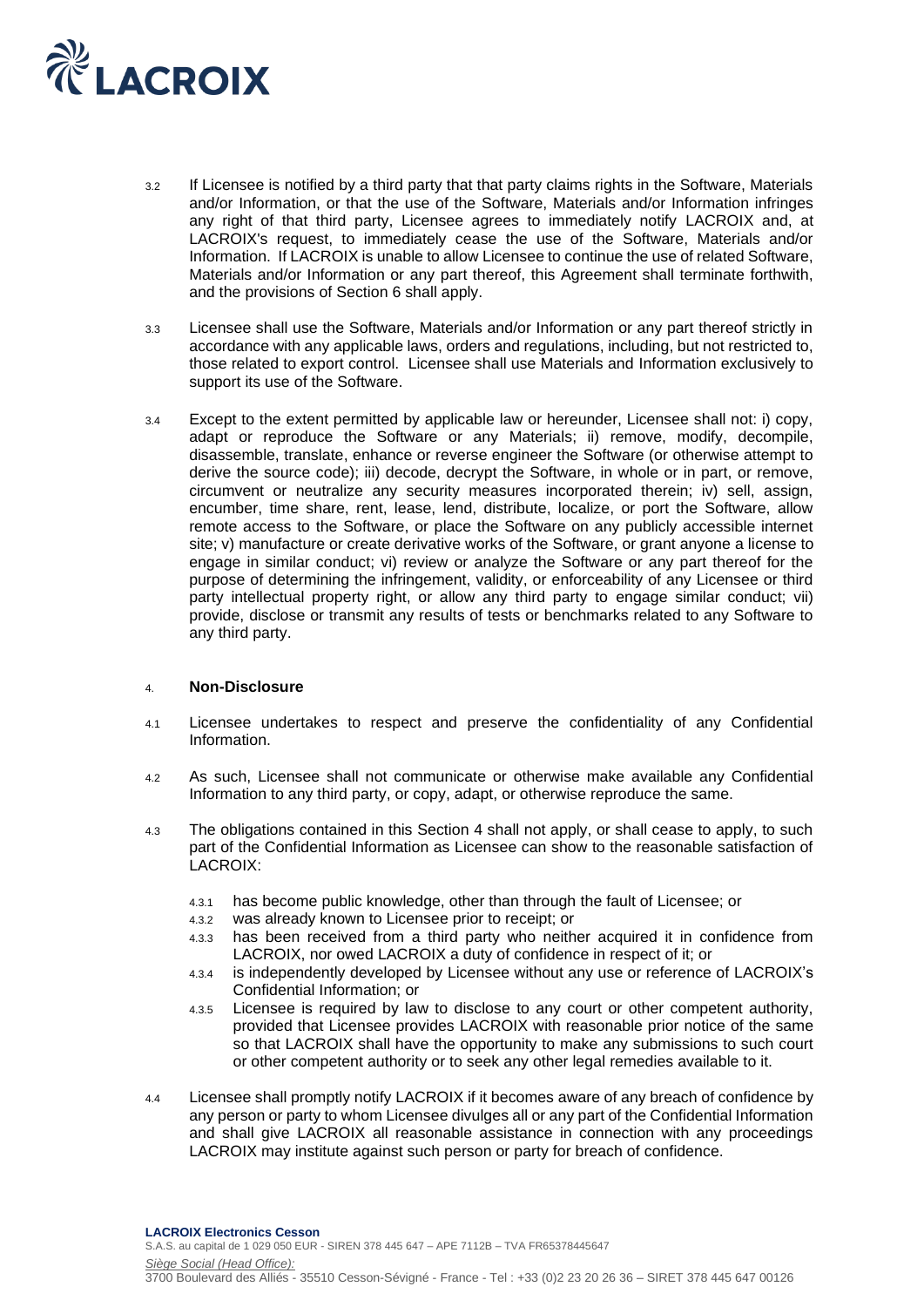3.2 If Licensee is notified by a third party that that party claims rights in the Software, Materials and/or Information, or that the use of the Software, Materials and/or Information infringes any right of that third party, Licensee agrees to immediately notify LACROIX and, at LACROIX's request, to immediately cease the use of the Software, Materials and/or Information. If LACROIX is unable to allow Licensee to continue the use of related Software, Materials and/or Information or any part thereof, this Agreement shall terminate forthwith, and the provisions of Section 6 shall apply.

3.3 Licensee shall use the Software, Materials and/or Information or any part thereof strictly in accordance with any applicable laws, orders and regulations, including, but not restricted to, those related to export control. Licensee shall use Materials and Information exclusively to support its use of the Software.

3.4 Except to the extent permitted by applicable law or hereunder, Licensee shall not: i) copy, adapt or reproduce the Software or any Materials; ii) remove, modify, decompile, disassemble, translate, enhance or reverse engineer the Software (or otherwise attempt to derive the source code); iii) decode, decrypt the Software, in whole or in part, or remove, circumvent or neutralize any security measures incorporated therein; iv) sell, assign, encumber, time share, rent, lease, lend, distribute, localize, or port the Software, allow remote access to the Software, or place the Software on any publicly accessible internet site; v) manufacture or create derivative works of the Software, or grant anyone a license to engage in similar conduct; vi) review or analyze the Software or any part thereof for the purpose of determining the infringement, validity, or enforceability of any Licensee or third party intellectual property right, or allow any third party to engage similar conduct; vii) provide, disclose or transmit any results of tests or benchmarks related to any Software to any third party.

## 4. **Non-Disclosure**

4.1 Licensee undertakes to respect and preserve the confidentiality of any Confidential Information.

4.2 As such, Licensee shall not communicate or otherwise make available any Confidential Information to any third party, or copy, adapt, or otherwise reproduce the same.

4.3 The obligations contained in this Section 4 shall not apply, or shall cease to apply, to such part of the Confidential Information as Licensee can show to the reasonable satisfaction of LACROIX:

- 4.3.1 has become public knowledge, other than through the fault of Licensee; or
- 4.3.2 was already known to Licensee prior to receipt; or
- 4.3.3 has been received from a third party who neither acquired it in confidence from LACROIX, nor owed LACROIX a duty of confidence in respect of it; or
- 4.3.4 is independently developed by Licensee without any use or reference of LACROIX's Confidential Information; or
- 4.3.5 Licensee is required by law to disclose to any court or other competent authority, provided that Licensee provides LACROIX with reasonable prior notice of the same so that LACROIX shall have the opportunity to make any submissions to such court or other competent authority or to seek any other legal remedies available to it.

4.4 Licensee shall promptly notify LACROIX if it becomes aware of any breach of confidence by any person or party to whom Licensee divulges all or any part of the Confidential Information and shall give LACROIX all reasonable assistance in connection with any proceedings LACROIX may institute against such person or party for breach of confidence.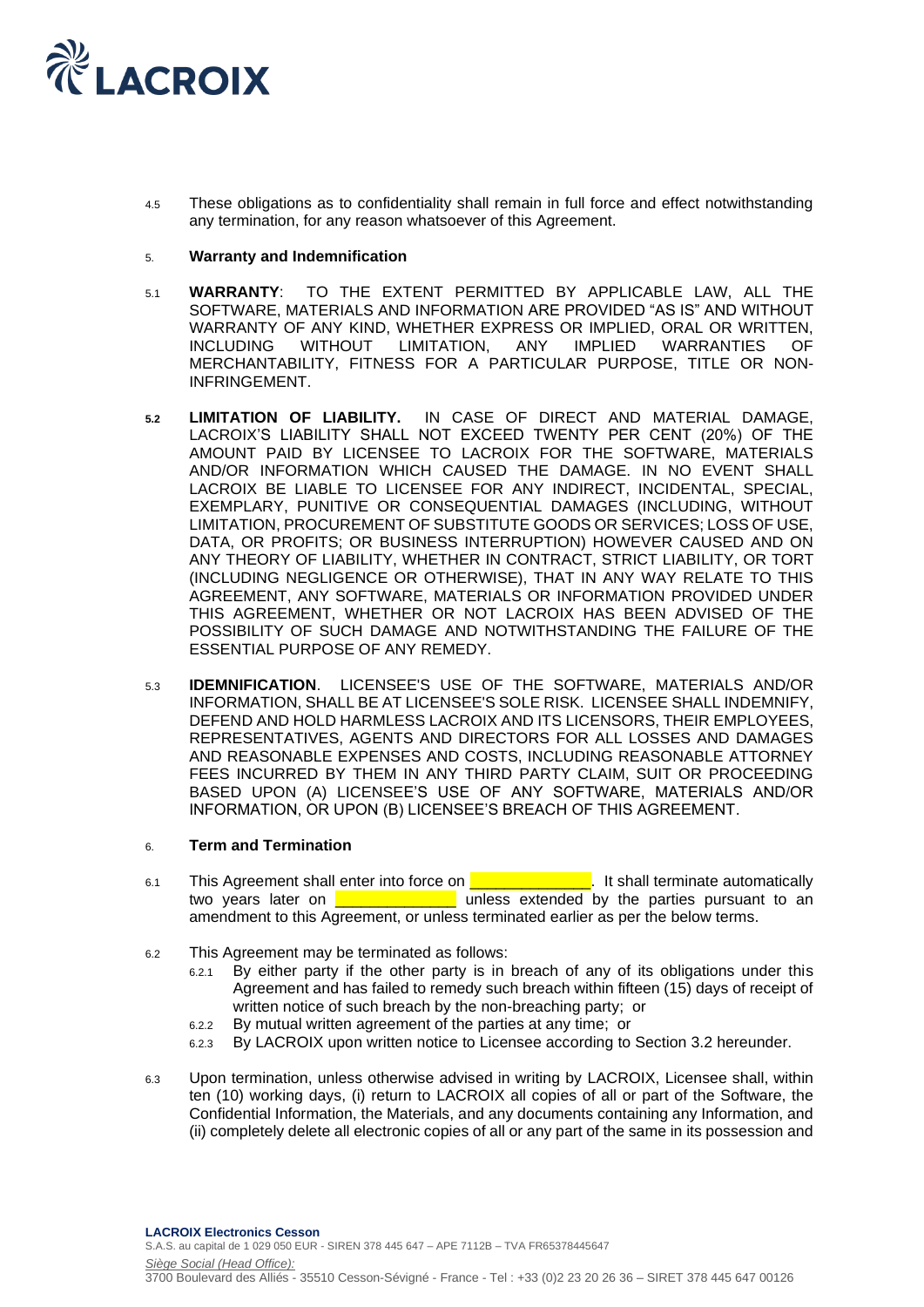4.5 These obligations as to confidentiality shall remain in full force and effect notwithstanding any termination, for any reason whatsoever of this Agreement.

## 5. Warranty and Indemnification

5.1 **WARRANTY**: TO THE EXTENT PERMITTED BY APPLICABLE LAW, ALL THE SOFTWARE, MATERIALS AND INFORMATION ARE PROVIDED "AS IS" AND WITHOUT WARRANTY OF ANY KIND, WHETHER EXPRESS OR IMPLIED, ORAL OR WRITTEN, INCLUDING WITHOUT LIMITATION, ANY IMPLIED WARRANTIES OF MERCHANTABILITY, FITNESS FOR A PARTICULAR PURPOSE, TITLE OR NON-INFRINGEMENT.

**5.2** **LIMITATION OF LIABILITY.** IN CASE OF DIRECT AND MATERIAL DAMAGE, LACROIX'S LIABILITY SHALL NOT EXCEED TWENTY PER CENT (20%) OF THE AMOUNT PAID BY LICENSEE TO LACROIX FOR THE SOFTWARE, MATERIALS AND/OR INFORMATION WHICH CAUSED THE DAMAGE. IN NO EVENT SHALL LACROIX BE LIABLE TO LICENSEE FOR ANY INDIRECT, INCIDENTAL, SPECIAL, EXEMPLARY, PUNITIVE OR CONSEQUENTIAL DAMAGES (INCLUDING, WITHOUT LIMITATION, PROCUREMENT OF SUBSTITUTE GOODS OR SERVICES; LOSS OF USE, DATA, OR PROFITS; OR BUSINESS INTERRUPTION) HOWEVER CAUSED AND ON ANY THEORY OF LIABILITY, WHETHER IN CONTRACT, STRICT LIABILITY, OR TORT (INCLUDING NEGLIGENCE OR OTHERWISE), THAT IN ANY WAY RELATE TO THIS AGREEMENT, ANY SOFTWARE, MATERIALS OR INFORMATION PROVIDED UNDER THIS AGREEMENT, WHETHER OR NOT LACROIX HAS BEEN ADVISED OF THE POSSIBILITY OF SUCH DAMAGE AND NOTWITHSTANDING THE FAILURE OF THE ESSENTIAL PURPOSE OF ANY REMEDY.

5.3 **IDEMNIFICATION**. LICENSEE'S USE OF THE SOFTWARE, MATERIALS AND/OR INFORMATION, SHALL BE AT LICENSEE'S SOLE RISK. LICENSEE SHALL INDEMNIFY, DEFEND AND HOLD HARMLESS LACROIX AND ITS LICENSORS, THEIR EMPLOYEES, REPRESENTATIVES, AGENTS AND DIRECTORS FOR ALL LOSSES AND DAMAGES AND REASONABLE EXPENSES AND COSTS, INCLUDING REASONABLE ATTORNEY FEES INCURRED BY THEM IN ANY THIRD PARTY CLAIM, SUIT OR PROCEEDING BASED UPON (A) LICENSEE'S USE OF ANY SOFTWARE, MATERIALS AND/OR INFORMATION, OR UPON (B) LICENSEE'S BREACH OF THIS AGREEMENT.

## 6. Term and Termination

6.1 This Agreement shall enter into force on ______________. It shall terminate automatically two years later on ______________ unless extended by the parties pursuant to an amendment to this Agreement, or unless terminated earlier as per the below terms.

6.2 This Agreement may be terminated as follows:

- 6.2.1 By either party if the other party is in breach of any of its obligations under this Agreement and has failed to remedy such breach within fifteen (15) days of receipt of written notice of such breach by the non-breaching party; or
- 6.2.2 By mutual written agreement of the parties at any time; or
- 6.2.3 By LACROIX upon written notice to Licensee according to Section 3.2 hereunder.

6.3 Upon termination, unless otherwise advised in writing by LACROIX, Licensee shall, within ten (10) working days, (i) return to LACROIX all copies of all or part of the Software, the Confidential Information, the Materials, and any documents containing any Information, and (ii) completely delete all electronic copies of all or any part of the same in its possession and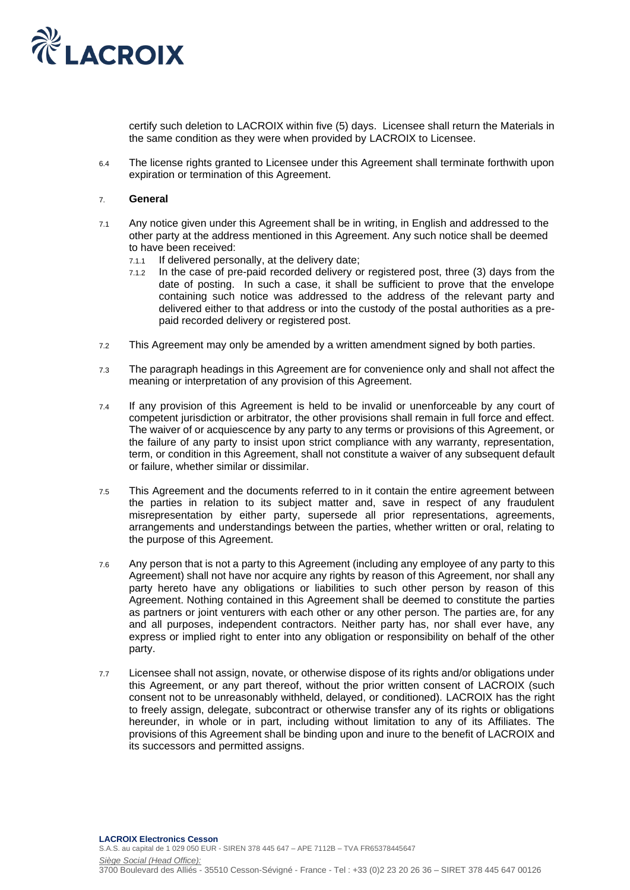certify such deletion to LACROIX within five (5) days. Licensee shall return the Materials in the same condition as they were when provided by LACROIX to Licensee.

6.4 The license rights granted to Licensee under this Agreement shall terminate forthwith upon expiration or termination of this Agreement.

## 7. General

7.1 Any notice given under this Agreement shall be in writing, in English and addressed to the other party at the address mentioned in this Agreement. Any such notice shall be deemed to have been received:

7.1.1 If delivered personally, at the delivery date;

7.1.2 In the case of pre-paid recorded delivery or registered post, three (3) days from the date of posting. In such a case, it shall be sufficient to prove that the envelope containing such notice was addressed to the address of the relevant party and delivered either to that address or into the custody of the postal authorities as a pre-paid recorded delivery or registered post.

7.2 This Agreement may only be amended by a written amendment signed by both parties.

7.3 The paragraph headings in this Agreement are for convenience only and shall not affect the meaning or interpretation of any provision of this Agreement.

7.4 If any provision of this Agreement is held to be invalid or unenforceable by any court of competent jurisdiction or arbitrator, the other provisions shall remain in full force and effect. The waiver of or acquiescence by any party to any terms or provisions of this Agreement, or the failure of any party to insist upon strict compliance with any warranty, representation, term, or condition in this Agreement, shall not constitute a waiver of any subsequent default or failure, whether similar or dissimilar.

7.5 This Agreement and the documents referred to in it contain the entire agreement between the parties in relation to its subject matter and, save in respect of any fraudulent misrepresentation by either party, supersede all prior representations, agreements, arrangements and understandings between the parties, whether written or oral, relating to the purpose of this Agreement.

7.6 Any person that is not a party to this Agreement (including any employee of any party to this Agreement) shall not have nor acquire any rights by reason of this Agreement, nor shall any party hereto have any obligations or liabilities to such other person by reason of this Agreement. Nothing contained in this Agreement shall be deemed to constitute the parties as partners or joint venturers with each other or any other person. The parties are, for any and all purposes, independent contractors. Neither party has, nor shall ever have, any express or implied right to enter into any obligation or responsibility on behalf of the other party.

7.7 Licensee shall not assign, novate, or otherwise dispose of its rights and/or obligations under this Agreement, or any part thereof, without the prior written consent of LACROIX (such consent not to be unreasonably withheld, delayed, or conditioned). LACROIX has the right to freely assign, delegate, subcontract or otherwise transfer any of its rights or obligations hereunder, in whole or in part, including without limitation to any of its Affiliates. The provisions of this Agreement shall be binding upon and inure to the benefit of LACROIX and its successors and permitted assigns.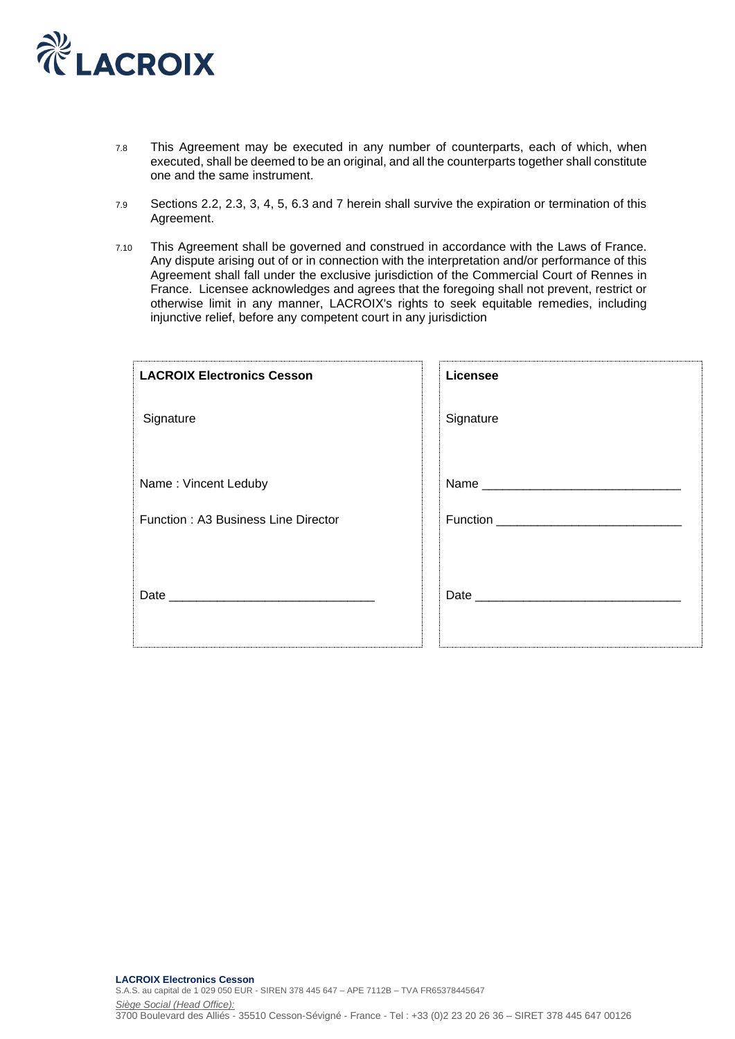7.8 This Agreement may be executed in any number of counterparts, each of which, when executed, shall be deemed to be an original, and all the counterparts together shall constitute one and the same instrument.

7.9 Sections 2.2, 2.3, 3, 4, 5, 6.3 and 7 herein shall survive the expiration or termination of this Agreement.

7.10 This Agreement shall be governed and construed in accordance with the Laws of France. Any dispute arising out of or in connection with the interpretation and/or performance of this Agreement shall fall under the exclusive jurisdiction of the Commercial Court of Rennes in France. Licensee acknowledges and agrees that the foregoing shall not prevent, restrict or otherwise limit in any manner, LACROIX's rights to seek equitable remedies, including injunctive relief, before any competent court in any jurisdiction

| **LACROIX Electronics Cesson** | **Licensee** |
|---|---|
| Signature | Signature |
| Name : Vincent Leduby | Name ___________________________ |
| Function : A3 Business Line Director | Function _________________________ |
| Date ____________________________ | Date ____________________________ |

**LACROIX Electronics Cesson**
S.A.S. au capital de 1 029 050 EUR - SIREN 378 445 647 – APE 7112B – TVA FR65378445647
*Siège Social (Head Office):*
3700 Boulevard des Alliés - 35510 Cesson-Sévigné - France - Tel : +33 (0)2 23 20 26 36 – SIRET 378 445 647 00126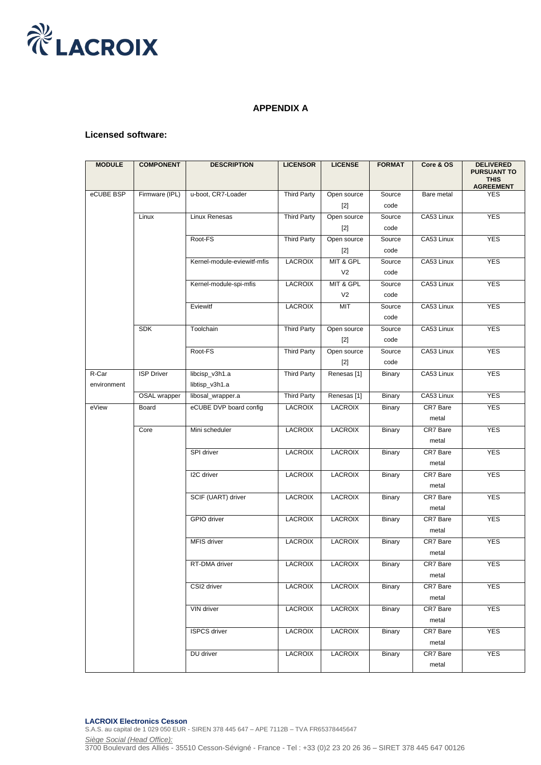# APPENDIX A

**Licensed software:**

| MODULE | COMPONENT | DESCRIPTION | LICENSOR | LICENSE | FORMAT | Core & OS | DELIVERED PURSUANT TO THIS AGREEMENT |
|---|---|---|---|---|---|---|---|
| eCUBE BSP | Firmware (IPL) | u-boot, CR7-Loader | Third Party | Open source [2] | Source code | Bare metal | YES |
| | Linux | Linux Renesas | Third Party | Open source [2] | Source code | CA53 Linux | YES |
| | | Root-FS | Third Party | Open source [2] | Source code | CA53 Linux | YES |
| | | Kernel-module-eviewitf-mfis | LACROIX | MIT & GPL V2 | Source code | CA53 Linux | YES |
| | | Kernel-module-spi-mfis | LACROIX | MIT & GPL V2 | Source code | CA53 Linux | YES |
| | | Eviewitf | LACROIX | MIT | Source code | CA53 Linux | YES |
| | SDK | Toolchain | Third Party | Open source [2] | Source code | CA53 Linux | YES |
| | | Root-FS | Third Party | Open source [2] | Source code | CA53 Linux | YES |
| R-Car environment | ISP Driver | libcisp_v3h1.a libtisp_v3h1.a | Third Party | Renesas [1] | Binary | CA53 Linux | YES |
| | OSAL wrapper | libosal_wrapper.a | Third Party | Renesas [1] | Binary | CA53 Linux | YES |
| eView | Board | eCUBE DVP board config | LACROIX | LACROIX | Binary | CR7 Bare metal | YES |
| | Core | Mini scheduler | LACROIX | LACROIX | Binary | CR7 Bare metal | YES |
| | | SPI driver | LACROIX | LACROIX | Binary | CR7 Bare metal | YES |
| | | I2C driver | LACROIX | LACROIX | Binary | CR7 Bare metal | YES |
| | | SCIF (UART) driver | LACROIX | LACROIX | Binary | CR7 Bare metal | YES |
| | | GPIO driver | LACROIX | LACROIX | Binary | CR7 Bare metal | YES |
| | | MFIS driver | LACROIX | LACROIX | Binary | CR7 Bare metal | YES |
| | | RT-DMA driver | LACROIX | LACROIX | Binary | CR7 Bare metal | YES |
| | | CSI2 driver | LACROIX | LACROIX | Binary | CR7 Bare metal | YES |
| | | VIN driver | LACROIX | LACROIX | Binary | CR7 Bare metal | YES |
| | | ISPCS driver | LACROIX | LACROIX | Binary | CR7 Bare metal | YES |
| | | DU driver | LACROIX | LACROIX | Binary | CR7 Bare metal | YES |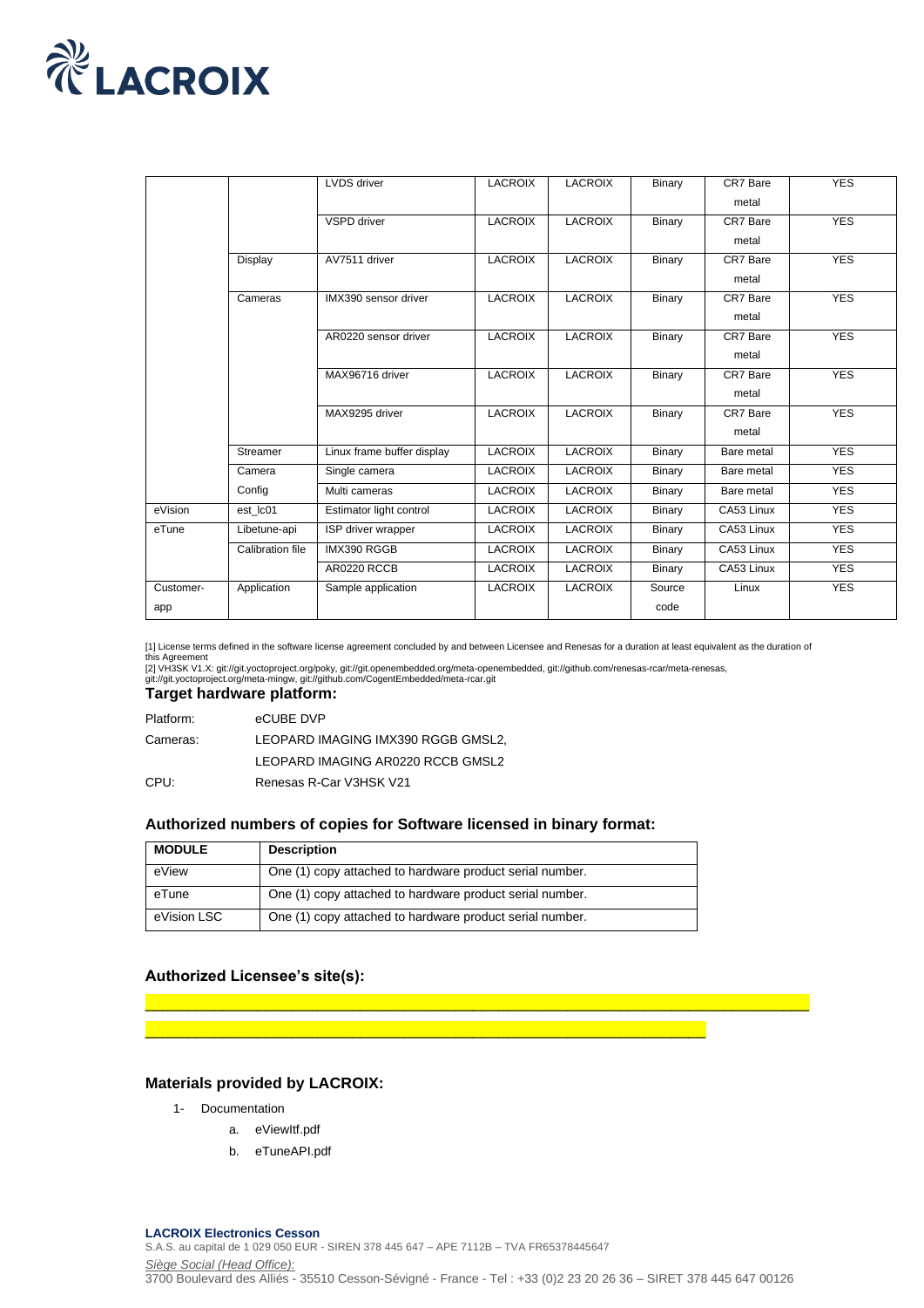| | | | | | | | |
|---|---|---|---|---|---|---|---|
| | | LVDS driver | LACROIX | LACROIX | Binary | CR7 Bare metal | YES |
| | | VSPD driver | LACROIX | LACROIX | Binary | CR7 Bare metal | YES |
| | Display | AV7511 driver | LACROIX | LACROIX | Binary | CR7 Bare metal | YES |
| | Cameras | IMX390 sensor driver | LACROIX | LACROIX | Binary | CR7 Bare metal | YES |
| | | AR0220 sensor driver | LACROIX | LACROIX | Binary | CR7 Bare metal | YES |
| | | MAX96716 driver | LACROIX | LACROIX | Binary | CR7 Bare metal | YES |
| | | MAX9295 driver | LACROIX | LACROIX | Binary | CR7 Bare metal | YES |
| | Streamer | Linux frame buffer display | LACROIX | LACROIX | Binary | Bare metal | YES |
| | Camera Config | Single camera | LACROIX | LACROIX | Binary | Bare metal | YES |
| | | Multi cameras | LACROIX | LACROIX | Binary | Bare metal | YES |
| eVision | est_lc01 | Estimator light control | LACROIX | LACROIX | Binary | CA53 Linux | YES |
| eTune | Libetune-api | ISP driver wrapper | LACROIX | LACROIX | Binary | CA53 Linux | YES |
| | Calibration file | IMX390 RGGB | LACROIX | LACROIX | Binary | CA53 Linux | YES |
| | | AR0220 RCCB | LACROIX | LACROIX | Binary | CA53 Linux | YES |
| Customer-app | Application | Sample application | LACROIX | LACROIX | Source code | Linux | YES |

[1] License terms defined in the software license agreement concluded by and between Licensee and Renesas for a duration at least equivalent as the duration of this Agreement
[2] VH3SK V1.X: git://git.yoctoproject.org/poky, git://git.openembedded.org/meta-openembedded, git://github.com/renesas-rcar/meta-renesas, git://git.yoctoproject.org/meta-mingw, git://github.com/CogentEmbedded/meta-rcar.git

### Target hardware platform:

Platform: eCUBE DVP

Cameras: LEOPARD IMAGING IMX390 RGGB GMSL2,
LEOPARD IMAGING AR0220 RCCB GMSL2

CPU: Renesas R-Car V3HSK V21

### Authorized numbers of copies for Software licensed in binary format:

| MODULE | Description |
|---|---|
| eView | One (1) copy attached to hardware product serial number. |
| eTune | One (1) copy attached to hardware product serial number. |
| eVision LSC | One (1) copy attached to hardware product serial number. |

### Authorized Licensee's site(s):

________________________________________________________________________________

________________________________________________________________

### Materials provided by LACROIX:

1- Documentation
   a. eViewItf.pdf
   b. eTuneAPI.pdf

**LACROIX Electronics Cesson**
S.A.S. au capital de 1 029 050 EUR - SIREN 378 445 647 – APE 7112B – TVA FR65378445647
*Siège Social (Head Office):*
3700 Boulevard des Alliés - 35510 Cesson-Sévigné - France - Tel : +33 (0)2 23 20 26 36 – SIRET 378 445 647 00126